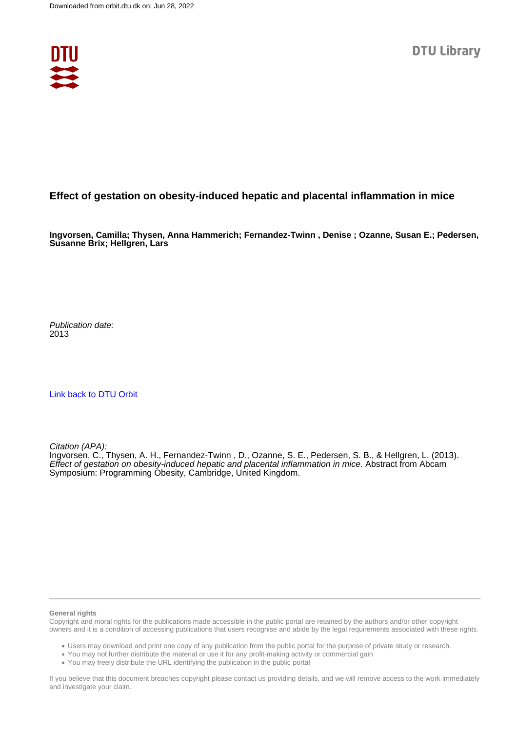Downloaded from orbit.dtu.dk on: Jun 28, 2022

DTU Library

# Effect of gestation on obesity-induced hepatic and placental inflammation in mice

**Ingvorsen, Camilla; Thysen, Anna Hammerich; Fernandez-Twinn , Denise ; Ozanne, Susan E.; Pedersen, Susanne Brix; Hellgren, Lars**

*Publication date:*
2013

[Link back to DTU Orbit](#)

*Citation (APA):*
Ingvorsen, C., Thysen, A. H., Fernandez-Twinn , D., Ozanne, S. E., Pedersen, S. B., & Hellgren, L. (2013). *Effect of gestation on obesity-induced hepatic and placental inflammation in mice*. Abstract from Abcam Symposium: Programming Obesity, Cambridge, United Kingdom.

**General rights**

Copyright and moral rights for the publications made accessible in the public portal are retained by the authors and/or other copyright owners and it is a condition of accessing publications that users recognise and abide by the legal requirements associated with these rights.

- Users may download and print one copy of any publication from the public portal for the purpose of private study or research.
- You may not further distribute the material or use it for any profit-making activity or commercial gain
- You may freely distribute the URL identifying the publication in the public portal

If you believe that this document breaches copyright please contact us providing details, and we will remove access to the work immediately and investigate your claim.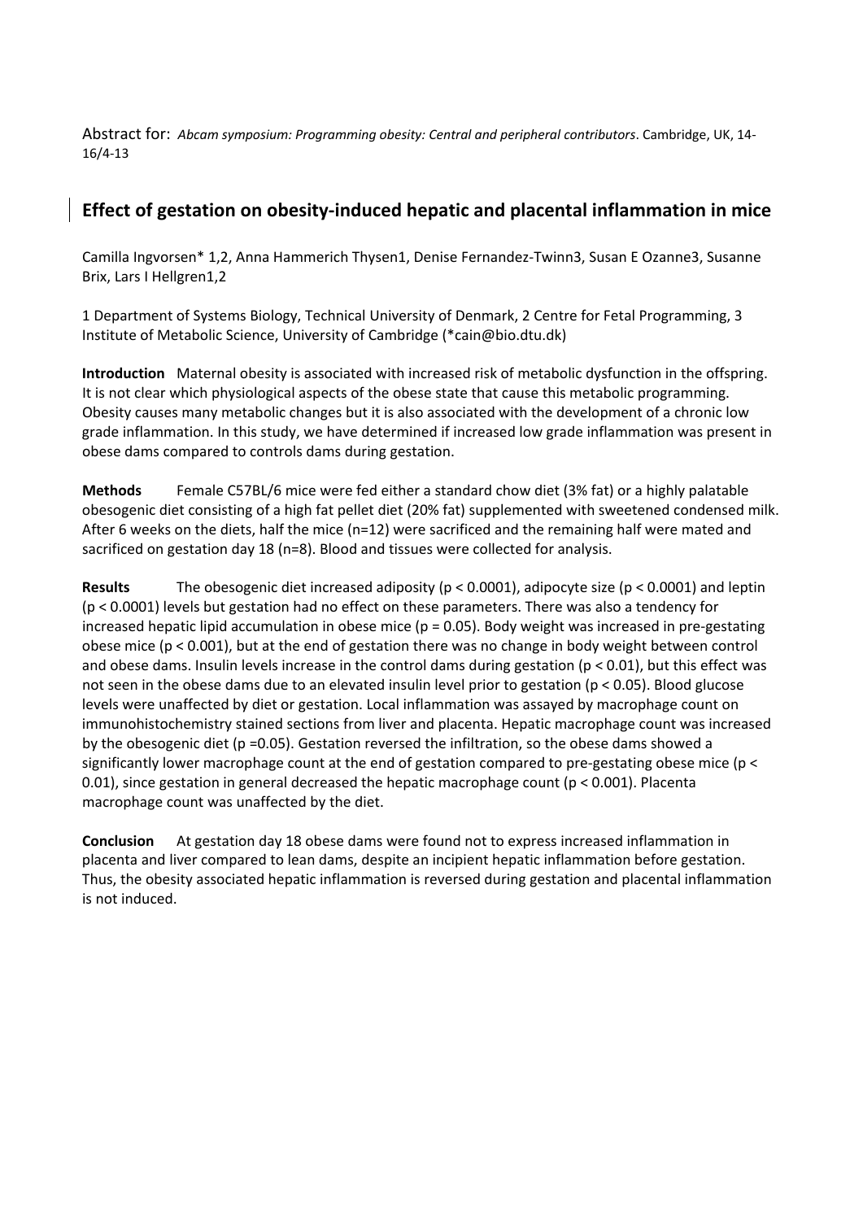Abstract for: *Abcam symposium: Programming obesity: Central and peripheral contributors*. Cambridge, UK, 14-16/4-13

## Effect of gestation on obesity-induced hepatic and placental inflammation in mice

Camilla Ingvorsen* 1,2, Anna Hammerich Thysen1, Denise Fernandez-Twinn3, Susan E Ozanne3, Susanne Brix, Lars I Hellgren1,2

1 Department of Systems Biology, Technical University of Denmark, 2 Centre for Fetal Programming, 3 Institute of Metabolic Science, University of Cambridge (*cain@bio.dtu.dk)

**Introduction** Maternal obesity is associated with increased risk of metabolic dysfunction in the offspring. It is not clear which physiological aspects of the obese state that cause this metabolic programming. Obesity causes many metabolic changes but it is also associated with the development of a chronic low grade inflammation. In this study, we have determined if increased low grade inflammation was present in obese dams compared to controls dams during gestation.

**Methods** Female C57BL/6 mice were fed either a standard chow diet (3% fat) or a highly palatable obesogenic diet consisting of a high fat pellet diet (20% fat) supplemented with sweetened condensed milk. After 6 weeks on the diets, half the mice (n=12) were sacrificed and the remaining half were mated and sacrificed on gestation day 18 (n=8). Blood and tissues were collected for analysis.

**Results** The obesogenic diet increased adiposity ($p < 0.0001$), adipocyte size ($p < 0.0001$) and leptin ($p < 0.0001$) levels but gestation had no effect on these parameters. There was also a tendency for increased hepatic lipid accumulation in obese mice ($p = 0.05$). Body weight was increased in pre-gestating obese mice ($p < 0.001$), but at the end of gestation there was no change in body weight between control and obese dams. Insulin levels increase in the control dams during gestation ($p < 0.01$), but this effect was not seen in the obese dams due to an elevated insulin level prior to gestation ($p < 0.05$). Blood glucose levels were unaffected by diet or gestation. Local inflammation was assayed by macrophage count on immunohistochemistry stained sections from liver and placenta. Hepatic macrophage count was increased by the obesogenic diet ($p =0.05$). Gestation reversed the infiltration, so the obese dams showed a significantly lower macrophage count at the end of gestation compared to pre-gestating obese mice ($p < 0.01$), since gestation in general decreased the hepatic macrophage count ($p < 0.001$). Placenta macrophage count was unaffected by the diet.

**Conclusion** At gestation day 18 obese dams were found not to express increased inflammation in placenta and liver compared to lean dams, despite an incipient hepatic inflammation before gestation. Thus, the obesity associated hepatic inflammation is reversed during gestation and placental inflammation is not induced.